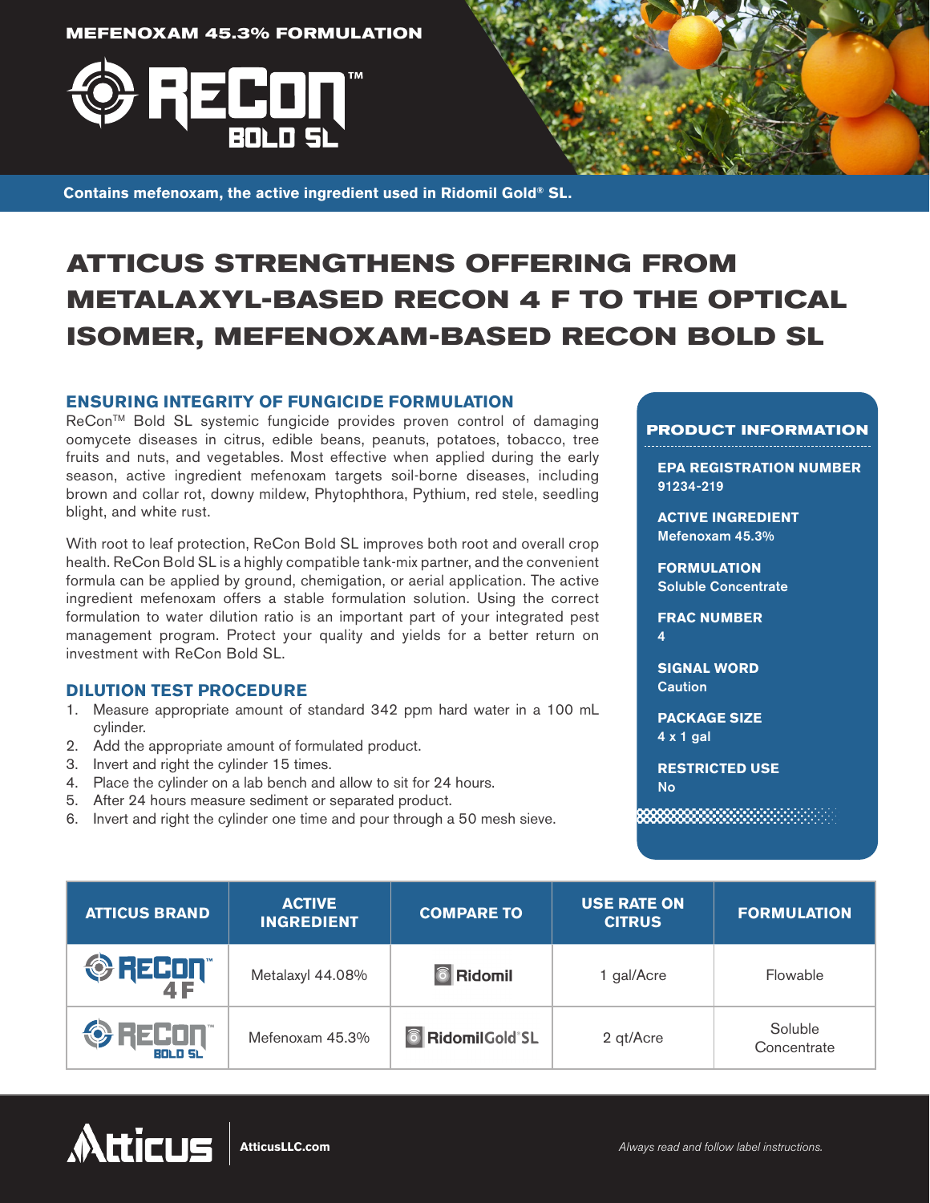MEFENOXAM 45.3% FORMULATION

# ReCon™ BOLD SL

**Contains mefenoxam, the active ingredient used in Ridomil Gold® SL.**

# ATTICUS STRENGTHENS OFFERING FROM METALAXYL-BASED RECON 4 F TO THE OPTICAL ISOMER, MEFENOXAM-BASED RECON BOLD SL

## ENSURING INTEGRITY OF FUNGICIDE FORMULATION

ReCon™ Bold SL systemic fungicide provides proven control of damaging oomycete diseases in citrus, edible beans, peanuts, potatoes, tobacco, tree fruits and nuts, and vegetables. Most effective when applied during the early season, active ingredient mefenoxam targets soil-borne diseases, including brown and collar rot, downy mildew, Phytophthora, Pythium, red stele, seedling blight, and white rust.

With root to leaf protection, ReCon Bold SL improves both root and overall crop health. ReCon Bold SL is a highly compatible tank-mix partner, and the convenient formula can be applied by ground, chemigation, or aerial application. The active ingredient mefenoxam offers a stable formulation solution. Using the correct formulation to water dilution ratio is an important part of your integrated pest management program. Protect your quality and yields for a better return on investment with ReCon Bold SL.

## DILUTION TEST PROCEDURE

1. Measure appropriate amount of standard 342 ppm hard water in a 100 mL cylinder.
2. Add the appropriate amount of formulated product.
3. Invert and right the cylinder 15 times.
4. Place the cylinder on a lab bench and allow to sit for 24 hours.
5. After 24 hours measure sediment or separated product.
6. Invert and right the cylinder one time and pour through a 50 mesh sieve.

## PRODUCT INFORMATION

**EPA REGISTRATION NUMBER**
91234-219

**ACTIVE INGREDIENT**
Mefenoxam 45.3%

**FORMULATION**
Soluble Concentrate

**FRAC NUMBER**
4

**SIGNAL WORD**
Caution

**PACKAGE SIZE**
4 x 1 gal

**RESTRICTED USE**
No

| ATTICUS BRAND | ACTIVE INGREDIENT | COMPARE TO | USE RATE ON CITRUS | FORMULATION |
|---|---|---|---|---|
| ReCon™ 4 F | Metalaxyl 44.08% | Ridomil | 1 gal/Acre | Flowable |
| ReCon™ Bold SL | Mefenoxam 45.3% | RidomilGold® SL | 2 qt/Acre | Soluble Concentrate |

Atticus | AtticusLLC.com

*Always read and follow label instructions.*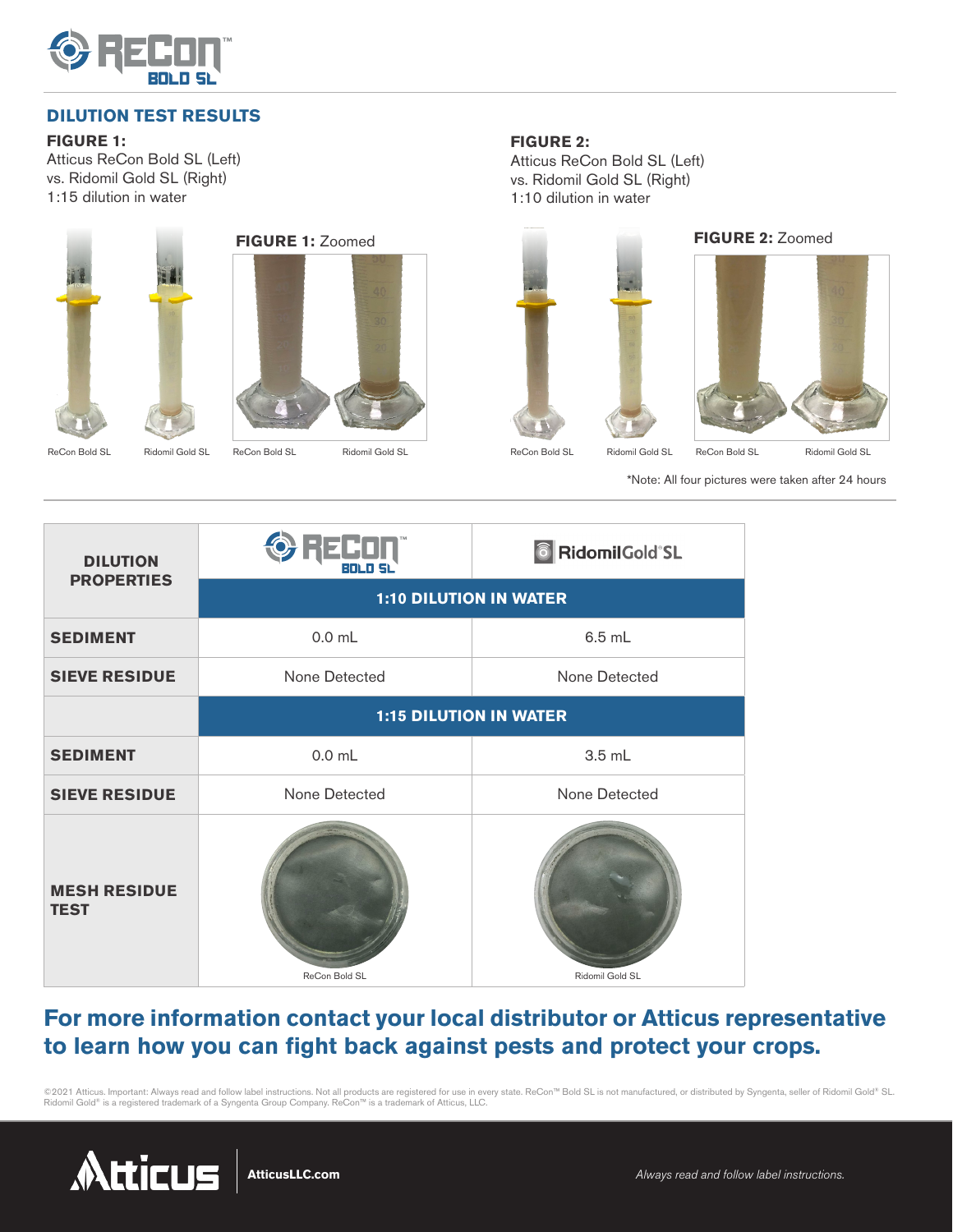ReCon™ BOLD SL

## DILUTION TEST RESULTS

**FIGURE 1:**
Atticus ReCon Bold SL (Left)
vs. Ridomil Gold SL (Right)
1:15 dilution in water

ReCon Bold SL    Ridomil Gold SL

**FIGURE 1:** Zoomed

ReCon Bold SL    Ridomil Gold SL

**FIGURE 2:**
Atticus ReCon Bold SL (Left)
vs. Ridomil Gold SL (Right)
1:10 dilution in water

ReCon Bold SL    Ridomil Gold SL

**FIGURE 2:** Zoomed

ReCon Bold SL    Ridomil Gold SL

*Note: All four pictures were taken after 24 hours

| DILUTION PROPERTIES | ReCon™ BOLD SL | Ridomil Gold® SL |
|---|---|---|
| | **1:10 DILUTION IN WATER** | |
| **SEDIMENT** | 0.0 mL | 6.5 mL |
| **SIEVE RESIDUE** | None Detected | None Detected |
| | **1:15 DILUTION IN WATER** | |
| **SEDIMENT** | 0.0 mL | 3.5 mL |
| **SIEVE RESIDUE** | None Detected | None Detected |
| **MESH RESIDUE TEST** | ReCon Bold SL | Ridomil Gold SL |

## For more information contact your local distributor or Atticus representative to learn how you can fight back against pests and protect your crops.

©2021 Atticus. Important: Always read and follow label instructions. Not all products are registered for use in every state. ReCon™ Bold SL is not manufactured, or distributed by Syngenta, seller of Ridomil Gold® SL. Ridomil Gold® is a registered trademark of a Syngenta Group Company. ReCon™ is a trademark of Atticus, LLC.

Atticus | AtticusLLC.com

*Always read and follow label instructions.*